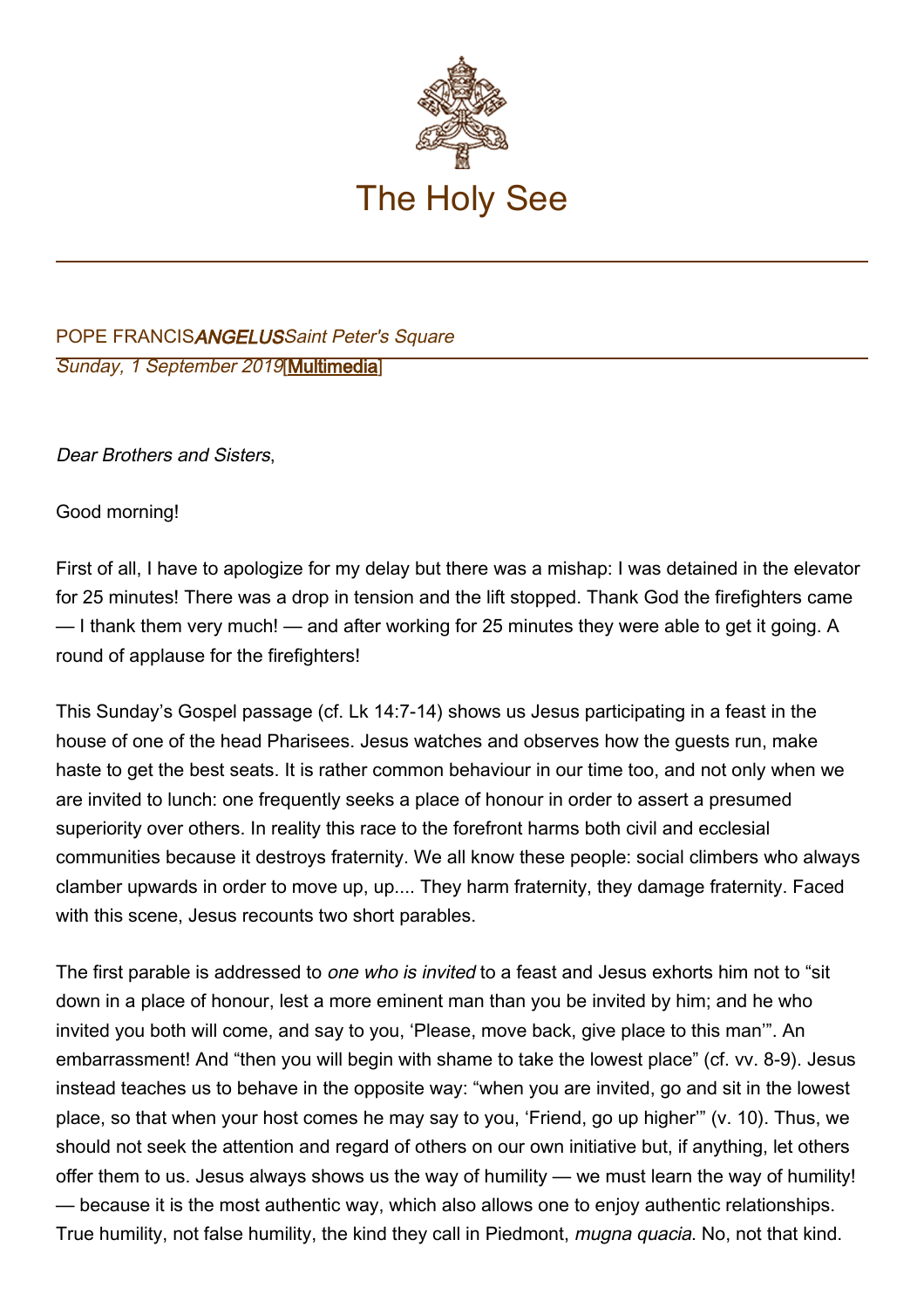# The Holy See

POPE FRANCIS *ANGELUS* *Saint Peter's Square*

*Sunday, 1 September 2019* [Multimedia]

*Dear Brothers and Sisters*,

Good morning!

First of all, I have to apologize for my delay but there was a mishap: I was detained in the elevator for 25 minutes! There was a drop in tension and the lift stopped. Thank God the firefighters came — I thank them very much! — and after working for 25 minutes they were able to get it going. A round of applause for the firefighters!

This Sunday's Gospel passage (cf. Lk 14:7-14) shows us Jesus participating in a feast in the house of one of the head Pharisees. Jesus watches and observes how the guests run, make haste to get the best seats. It is rather common behaviour in our time too, and not only when we are invited to lunch: one frequently seeks a place of honour in order to assert a presumed superiority over others. In reality this race to the forefront harms both civil and ecclesial communities because it destroys fraternity. We all know these people: social climbers who always clamber upwards in order to move up, up.... They harm fraternity, they damage fraternity. Faced with this scene, Jesus recounts two short parables.

The first parable is addressed to *one who is invited* to a feast and Jesus exhorts him not to "sit down in a place of honour, lest a more eminent man than you be invited by him; and he who invited you both will come, and say to you, 'Please, move back, give place to this man'". An embarrassment! And "then you will begin with shame to take the lowest place" (cf. vv. 8-9). Jesus instead teaches us to behave in the opposite way: "when you are invited, go and sit in the lowest place, so that when your host comes he may say to you, 'Friend, go up higher'" (v. 10). Thus, we should not seek the attention and regard of others on our own initiative but, if anything, let others offer them to us. Jesus always shows us the way of humility — we must learn the way of humility! — because it is the most authentic way, which also allows one to enjoy authentic relationships. True humility, not false humility, the kind they call in Piedmont, *mugna quacia*. No, not that kind.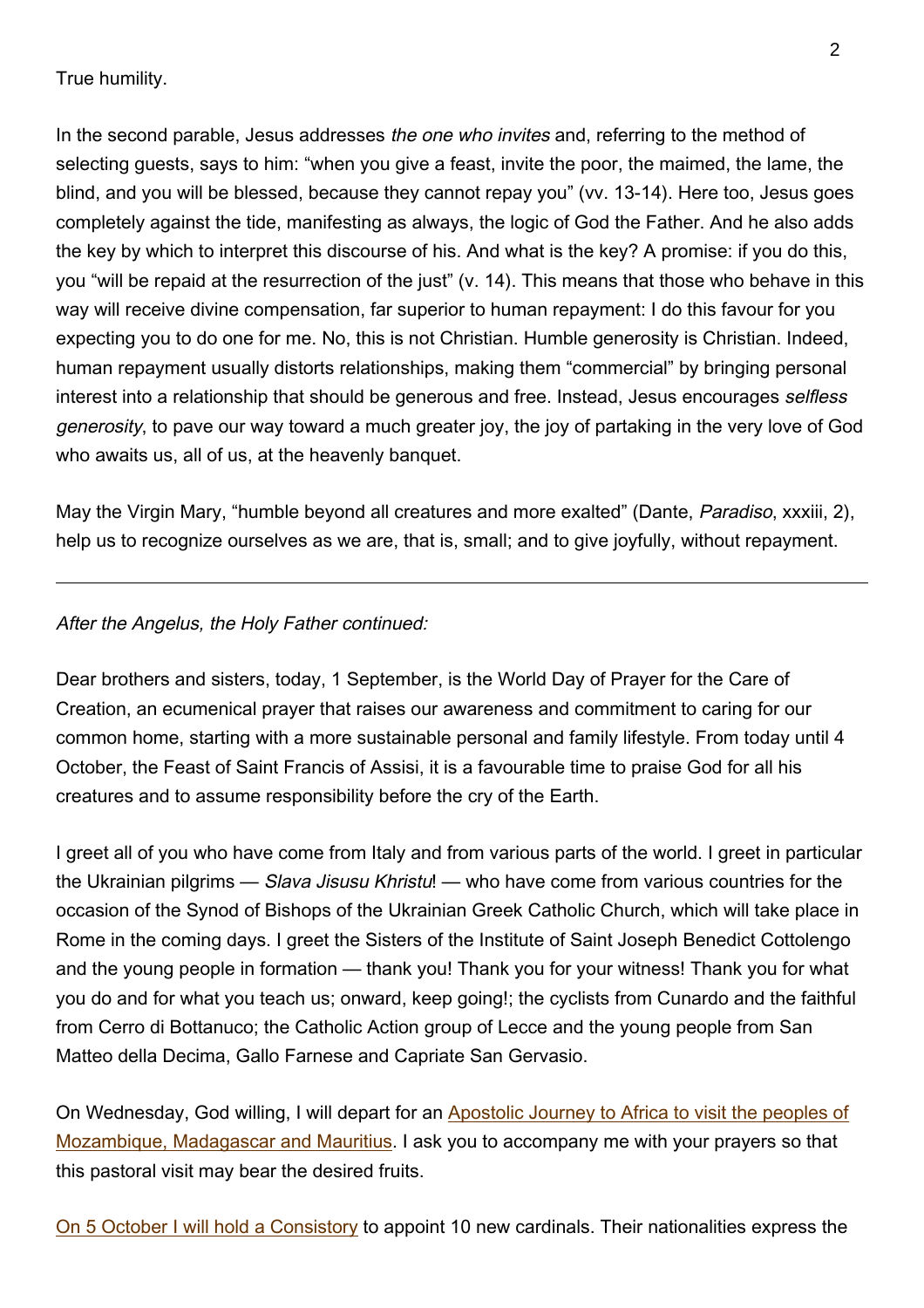True humility.

In the second parable, Jesus addresses *the one who invites* and, referring to the method of selecting guests, says to him: “when you give a feast, invite the poor, the maimed, the lame, the blind, and you will be blessed, because they cannot repay you” (vv. 13-14). Here too, Jesus goes completely against the tide, manifesting as always, the logic of God the Father. And he also adds the key by which to interpret this discourse of his. And what is the key? A promise: if you do this, you “will be repaid at the resurrection of the just” (v. 14). This means that those who behave in this way will receive divine compensation, far superior to human repayment: I do this favour for you expecting you to do one for me. No, this is not Christian. Humble generosity is Christian. Indeed, human repayment usually distorts relationships, making them “commercial” by bringing personal interest into a relationship that should be generous and free. Instead, Jesus encourages *selfless generosity*, to pave our way toward a much greater joy, the joy of partaking in the very love of God who awaits us, all of us, at the heavenly banquet.

May the Virgin Mary, “humble beyond all creatures and more exalted” (Dante, *Paradiso*, xxxiii, 2), help us to recognize ourselves as we are, that is, small; and to give joyfully, without repayment.

---

*After the Angelus, the Holy Father continued:*

Dear brothers and sisters, today, 1 September, is the World Day of Prayer for the Care of Creation, an ecumenical prayer that raises our awareness and commitment to caring for our common home, starting with a more sustainable personal and family lifestyle. From today until 4 October, the Feast of Saint Francis of Assisi, it is a favourable time to praise God for all his creatures and to assume responsibility before the cry of the Earth.

I greet all of you who have come from Italy and from various parts of the world. I greet in particular the Ukrainian pilgrims — *Slava Jisusu Khristu*! — who have come from various countries for the occasion of the Synod of Bishops of the Ukrainian Greek Catholic Church, which will take place in Rome in the coming days. I greet the Sisters of the Institute of Saint Joseph Benedict Cottolengo and the young people in formation — thank you! Thank you for your witness! Thank you for what you do and for what you teach us; onward, keep going!; the cyclists from Cunardo and the faithful from Cerro di Bottanuco; the Catholic Action group of Lecce and the young people from San Matteo della Decima, Gallo Farnese and Capriate San Gervasio.

On Wednesday, God willing, I will depart for an Apostolic Journey to Africa to visit the peoples of Mozambique, Madagascar and Mauritius. I ask you to accompany me with your prayers so that this pastoral visit may bear the desired fruits.

On 5 October I will hold a Consistory to appoint 10 new cardinals. Their nationalities express the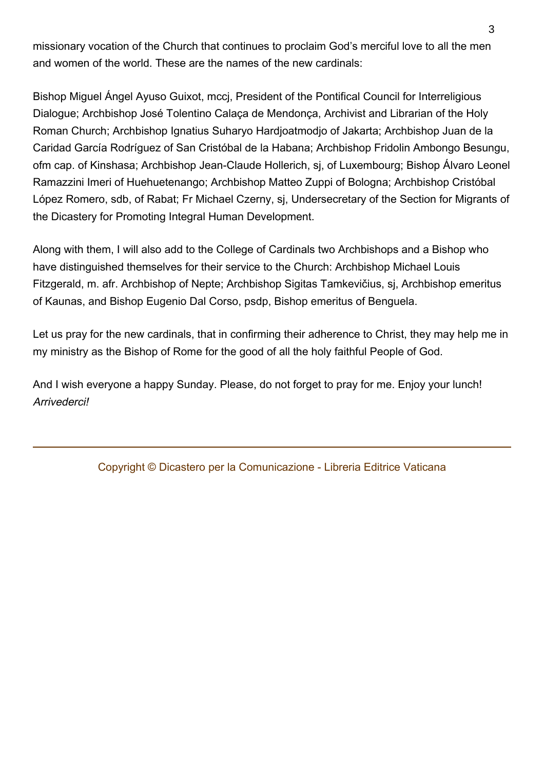missionary vocation of the Church that continues to proclaim God's merciful love to all the men and women of the world. These are the names of the new cardinals:

Bishop Miguel Ángel Ayuso Guixot, mccj, President of the Pontifical Council for Interreligious Dialogue; Archbishop José Tolentino Calaça de Mendonça, Archivist and Librarian of the Holy Roman Church; Archbishop Ignatius Suharyo Hardjoatmodjo of Jakarta; Archbishop Juan de la Caridad García Rodríguez of San Cristóbal de la Habana; Archbishop Fridolin Ambongo Besungu, ofm cap. of Kinshasa; Archbishop Jean-Claude Hollerich, sj, of Luxembourg; Bishop Álvaro Leonel Ramazzini Imeri of Huehuetenango; Archbishop Matteo Zuppi of Bologna; Archbishop Cristóbal López Romero, sdb, of Rabat; Fr Michael Czerny, sj, Undersecretary of the Section for Migrants of the Dicastery for Promoting Integral Human Development.

Along with them, I will also add to the College of Cardinals two Archbishops and a Bishop who have distinguished themselves for their service to the Church: Archbishop Michael Louis Fitzgerald, m. afr. Archbishop of Nepte; Archbishop Sigitas Tamkevičius, sj, Archbishop emeritus of Kaunas, and Bishop Eugenio Dal Corso, psdp, Bishop emeritus of Benguela.

Let us pray for the new cardinals, that in confirming their adherence to Christ, they may help me in my ministry as the Bishop of Rome for the good of all the holy faithful People of God.

And I wish everyone a happy Sunday. Please, do not forget to pray for me. Enjoy your lunch! *Arrivederci!*

---

Copyright © Dicastero per la Comunicazione - Libreria Editrice Vaticana